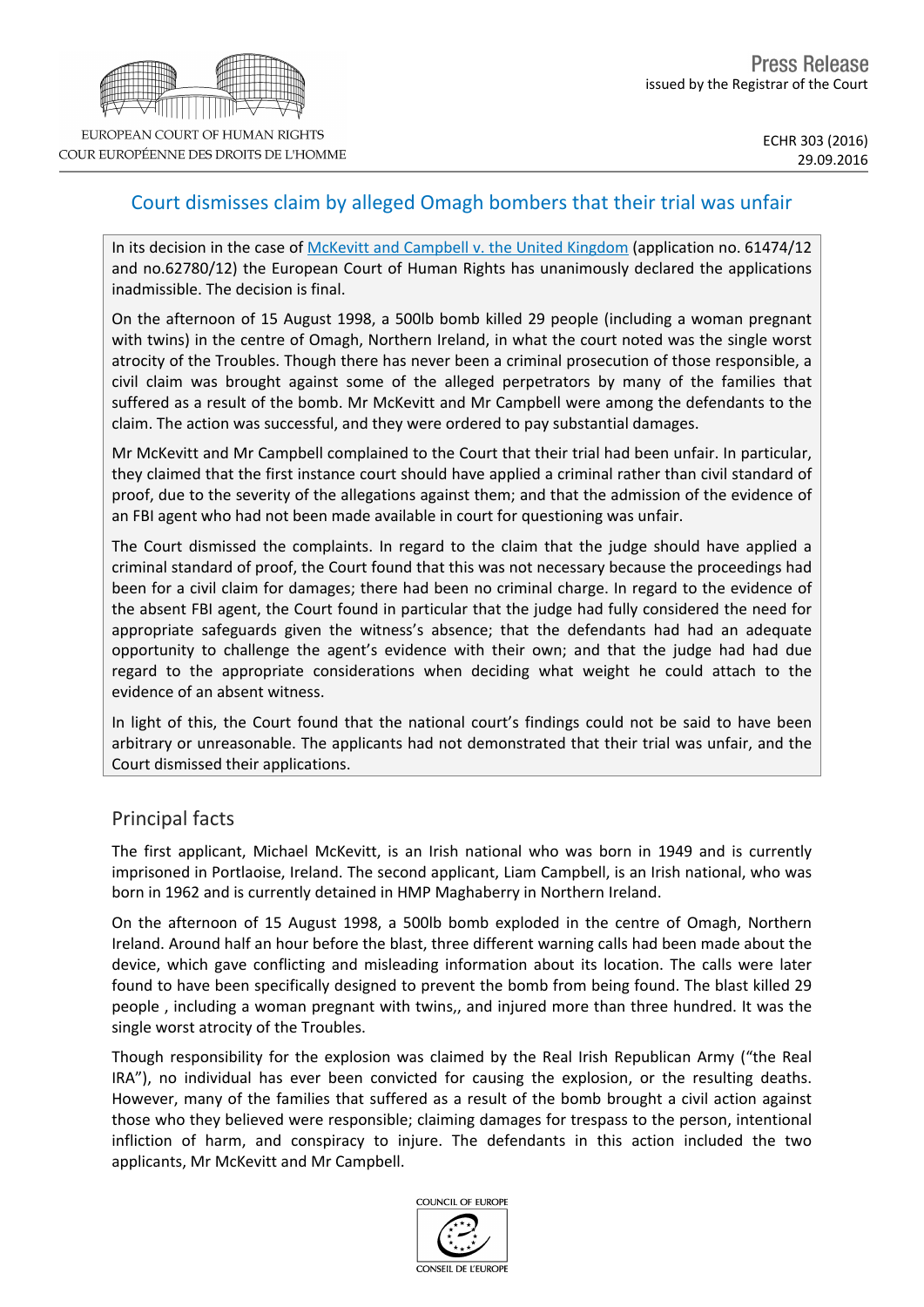Press Release
issued by the Registrar of the Court

ECHR 303 (2016)
29.09.2016

# Court dismisses claim by alleged Omagh bombers that their trial was unfair

In its decision in the case of McKevitt and Campbell v. the United Kingdom (application no. 61474/12 and no.62780/12) the European Court of Human Rights has unanimously declared the applications inadmissible. The decision is final.

On the afternoon of 15 August 1998, a 500lb bomb killed 29 people (including a woman pregnant with twins) in the centre of Omagh, Northern Ireland, in what the court noted was the single worst atrocity of the Troubles. Though there has never been a criminal prosecution of those responsible, a civil claim was brought against some of the alleged perpetrators by many of the families that suffered as a result of the bomb. Mr McKevitt and Mr Campbell were among the defendants to the claim. The action was successful, and they were ordered to pay substantial damages.

Mr McKevitt and Mr Campbell complained to the Court that their trial had been unfair. In particular, they claimed that the first instance court should have applied a criminal rather than civil standard of proof, due to the severity of the allegations against them; and that the admission of the evidence of an FBI agent who had not been made available in court for questioning was unfair.

The Court dismissed the complaints. In regard to the claim that the judge should have applied a criminal standard of proof, the Court found that this was not necessary because the proceedings had been for a civil claim for damages; there had been no criminal charge. In regard to the evidence of the absent FBI agent, the Court found in particular that the judge had fully considered the need for appropriate safeguards given the witness's absence; that the defendants had had an adequate opportunity to challenge the agent's evidence with their own; and that the judge had had due regard to the appropriate considerations when deciding what weight he could attach to the evidence of an absent witness.

In light of this, the Court found that the national court's findings could not be said to have been arbitrary or unreasonable. The applicants had not demonstrated that their trial was unfair, and the Court dismissed their applications.

## Principal facts

The first applicant, Michael McKevitt, is an Irish national who was born in 1949 and is currently imprisoned in Portlaoise, Ireland. The second applicant, Liam Campbell, is an Irish national, who was born in 1962 and is currently detained in HMP Maghaberry in Northern Ireland.

On the afternoon of 15 August 1998, a 500lb bomb exploded in the centre of Omagh, Northern Ireland. Around half an hour before the blast, three different warning calls had been made about the device, which gave conflicting and misleading information about its location. The calls were later found to have been specifically designed to prevent the bomb from being found. The blast killed 29 people , including a woman pregnant with twins,, and injured more than three hundred. It was the single worst atrocity of the Troubles.

Though responsibility for the explosion was claimed by the Real Irish Republican Army ("the Real IRA"), no individual has ever been convicted for causing the explosion, or the resulting deaths. However, many of the families that suffered as a result of the bomb brought a civil action against those who they believed were responsible; claiming damages for trespass to the person, intentional infliction of harm, and conspiracy to injure. The defendants in this action included the two applicants, Mr McKevitt and Mr Campbell.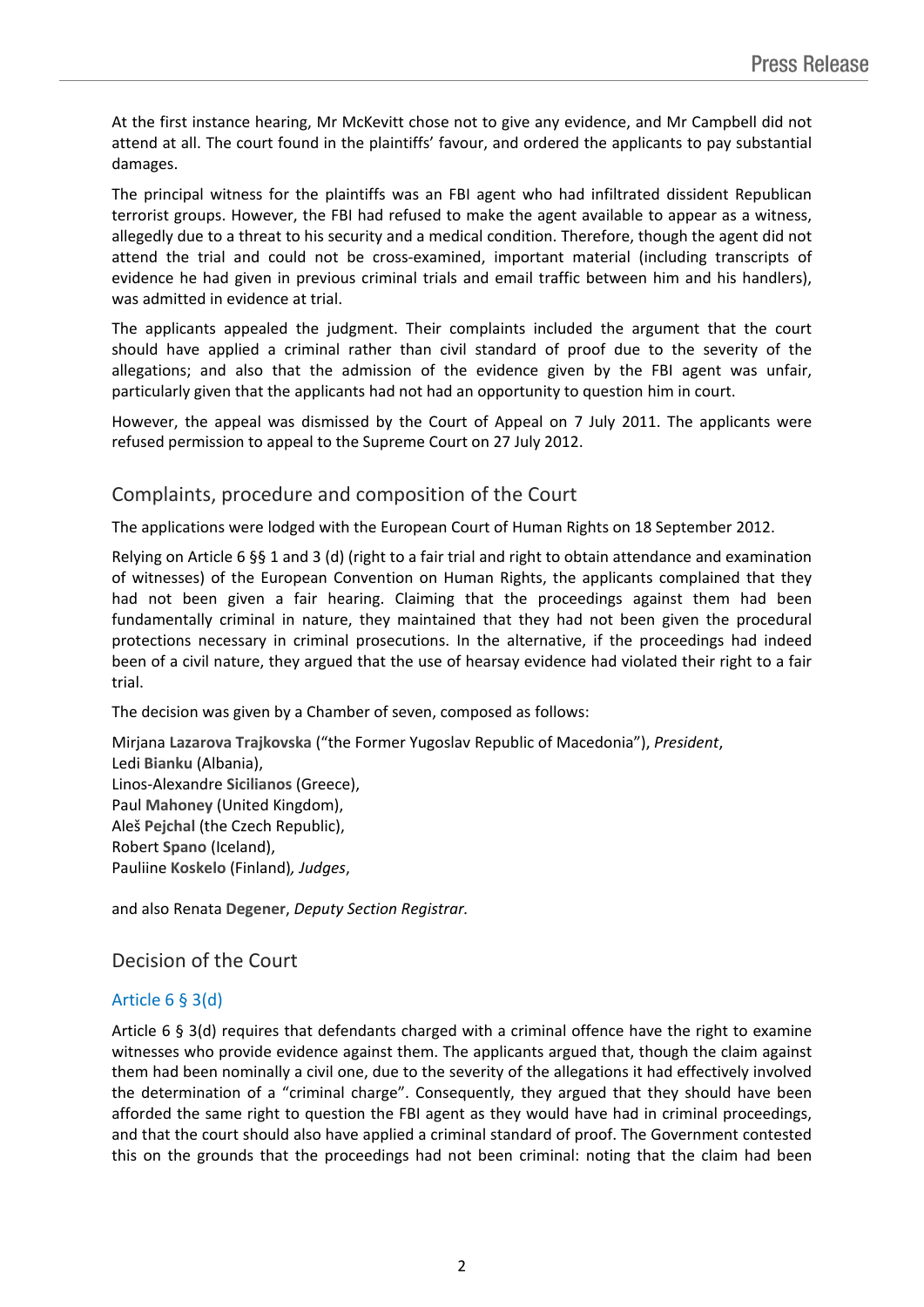At the first instance hearing, Mr McKevitt chose not to give any evidence, and Mr Campbell did not attend at all. The court found in the plaintiffs' favour, and ordered the applicants to pay substantial damages.

The principal witness for the plaintiffs was an FBI agent who had infiltrated dissident Republican terrorist groups. However, the FBI had refused to make the agent available to appear as a witness, allegedly due to a threat to his security and a medical condition. Therefore, though the agent did not attend the trial and could not be cross-examined, important material (including transcripts of evidence he had given in previous criminal trials and email traffic between him and his handlers), was admitted in evidence at trial.

The applicants appealed the judgment. Their complaints included the argument that the court should have applied a criminal rather than civil standard of proof due to the severity of the allegations; and also that the admission of the evidence given by the FBI agent was unfair, particularly given that the applicants had not had an opportunity to question him in court.

However, the appeal was dismissed by the Court of Appeal on 7 July 2011. The applicants were refused permission to appeal to the Supreme Court on 27 July 2012.

## Complaints, procedure and composition of the Court

The applications were lodged with the European Court of Human Rights on 18 September 2012.

Relying on Article 6 §§ 1 and 3 (d) (right to a fair trial and right to obtain attendance and examination of witnesses) of the European Convention on Human Rights, the applicants complained that they had not been given a fair hearing. Claiming that the proceedings against them had been fundamentally criminal in nature, they maintained that they had not been given the procedural protections necessary in criminal prosecutions. In the alternative, if the proceedings had indeed been of a civil nature, they argued that the use of hearsay evidence had violated their right to a fair trial.

The decision was given by a Chamber of seven, composed as follows:

Mirjana **Lazarova Trajkovska** ("the Former Yugoslav Republic of Macedonia"), *President*,
Ledi **Bianku** (Albania),
Linos-Alexandre **Sicilianos** (Greece),
Paul **Mahoney** (United Kingdom),
Aleš **Pejchal** (the Czech Republic),
Robert **Spano** (Iceland),
Pauliine **Koskelo** (Finland)*, Judges*,

and also Renata **Degener**, *Deputy Section Registrar.*

## Decision of the Court

### Article 6 § 3(d)

Article 6 § 3(d) requires that defendants charged with a criminal offence have the right to examine witnesses who provide evidence against them. The applicants argued that, though the claim against them had been nominally a civil one, due to the severity of the allegations it had effectively involved the determination of a "criminal charge". Consequently, they argued that they should have been afforded the same right to question the FBI agent as they would have had in criminal proceedings, and that the court should also have applied a criminal standard of proof. The Government contested this on the grounds that the proceedings had not been criminal: noting that the claim had been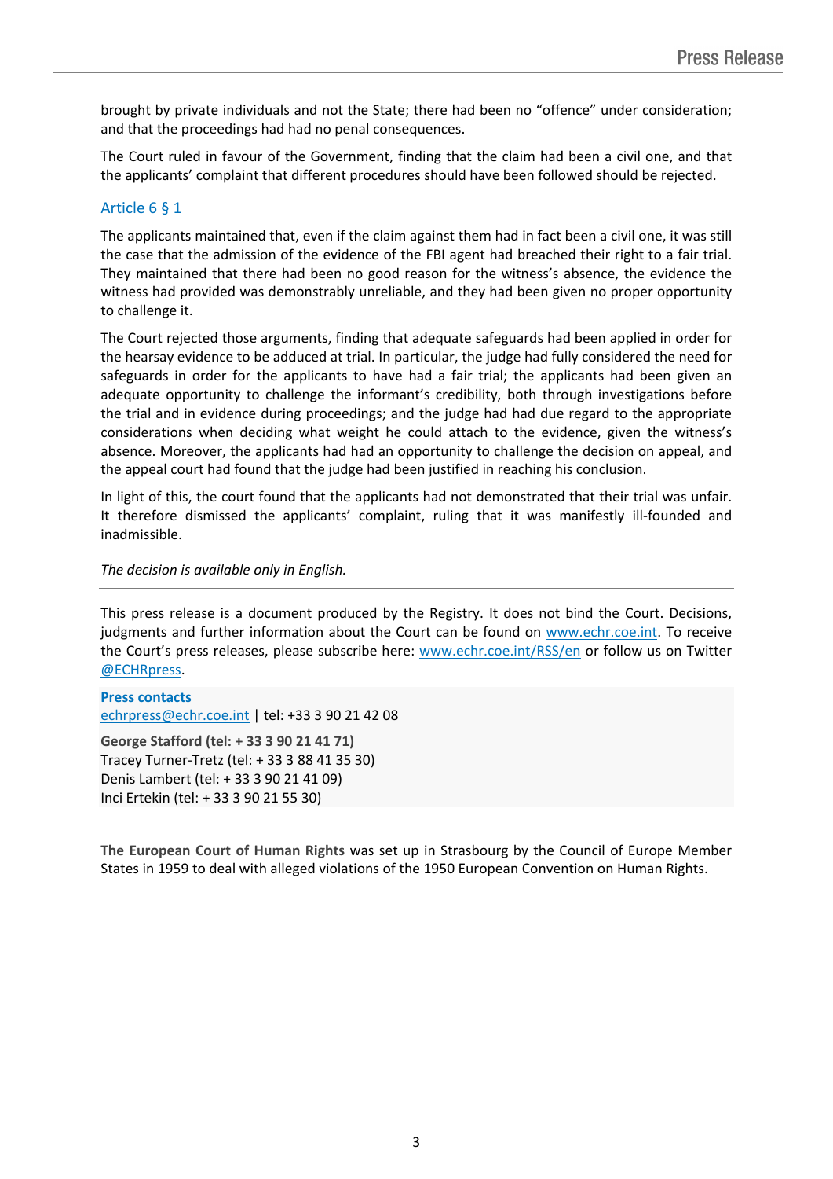brought by private individuals and not the State; there had been no "offence" under consideration; and that the proceedings had had no penal consequences.

The Court ruled in favour of the Government, finding that the claim had been a civil one, and that the applicants' complaint that different procedures should have been followed should be rejected.

### Article 6 § 1

The applicants maintained that, even if the claim against them had in fact been a civil one, it was still the case that the admission of the evidence of the FBI agent had breached their right to a fair trial. They maintained that there had been no good reason for the witness's absence, the evidence the witness had provided was demonstrably unreliable, and they had been given no proper opportunity to challenge it.

The Court rejected those arguments, finding that adequate safeguards had been applied in order for the hearsay evidence to be adduced at trial. In particular, the judge had fully considered the need for safeguards in order for the applicants to have had a fair trial; the applicants had been given an adequate opportunity to challenge the informant's credibility, both through investigations before the trial and in evidence during proceedings; and the judge had had due regard to the appropriate considerations when deciding what weight he could attach to the evidence, given the witness's absence. Moreover, the applicants had had an opportunity to challenge the decision on appeal, and the appeal court had found that the judge had been justified in reaching his conclusion.

In light of this, the court found that the applicants had not demonstrated that their trial was unfair. It therefore dismissed the applicants' complaint, ruling that it was manifestly ill-founded and inadmissible.

*The decision is available only in English.*

---

This press release is a document produced by the Registry. It does not bind the Court. Decisions, judgments and further information about the Court can be found on www.echr.coe.int. To receive the Court's press releases, please subscribe here: www.echr.coe.int/RSS/en or follow us on Twitter @ECHRpress.

**Press contacts**
echrpress@echr.coe.int | tel: +33 3 90 21 42 08

**George Stafford (tel: + 33 3 90 21 41 71)**
Tracey Turner-Tretz (tel: + 33 3 88 41 35 30)
Denis Lambert (tel: + 33 3 90 21 41 09)
Inci Ertekin (tel: + 33 3 90 21 55 30)

**The European Court of Human Rights** was set up in Strasbourg by the Council of Europe Member States in 1959 to deal with alleged violations of the 1950 European Convention on Human Rights.